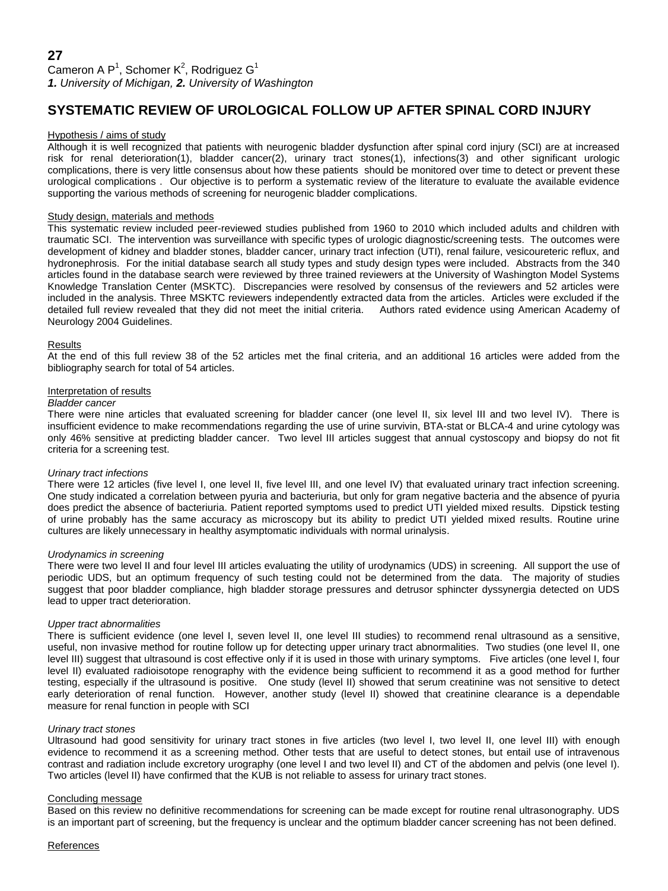**27**

Cameron A P[1], Schomer K[2], Rodriguez G[1]

***1.** University of Michigan, **2.** University of Washington*

# SYSTEMATIC REVIEW OF UROLOGICAL FOLLOW UP AFTER SPINAL CORD INJURY

## Hypothesis / aims of study

Although it is well recognized that patients with neurogenic bladder dysfunction after spinal cord injury (SCI) are at increased risk for renal deterioration(1), bladder cancer(2), urinary tract stones(1), infections(3) and other significant urologic complications, there is very little consensus about how these patients should be monitored over time to detect or prevent these urological complications . Our objective is to perform a systematic review of the literature to evaluate the available evidence supporting the various methods of screening for neurogenic bladder complications.

## Study design, materials and methods

This systematic review included peer-reviewed studies published from 1960 to 2010 which included adults and children with traumatic SCI. The intervention was surveillance with specific types of urologic diagnostic/screening tests. The outcomes were development of kidney and bladder stones, bladder cancer, urinary tract infection (UTI), renal failure, vesicoureteric reflux, and hydronephrosis. For the initial database search all study types and study design types were included. Abstracts from the 340 articles found in the database search were reviewed by three trained reviewers at the University of Washington Model Systems Knowledge Translation Center (MSKTC). Discrepancies were resolved by consensus of the reviewers and 52 articles were included in the analysis. Three MSKTC reviewers independently extracted data from the articles. Articles were excluded if the detailed full review revealed that they did not meet the initial criteria. Authors rated evidence using American Academy of Neurology 2004 Guidelines.

## Results

At the end of this full review 38 of the 52 articles met the final criteria, and an additional 16 articles were added from the bibliography search for total of 54 articles.

## Interpretation of results

*Bladder cancer*

There were nine articles that evaluated screening for bladder cancer (one level II, six level III and two level IV). There is insufficient evidence to make recommendations regarding the use of urine survivin, BTA-stat or BLCA-4 and urine cytology was only 46% sensitive at predicting bladder cancer. Two level III articles suggest that annual cystoscopy and biopsy do not fit criteria for a screening test.

*Urinary tract infections*

There were 12 articles (five level I, one level II, five level III, and one level IV) that evaluated urinary tract infection screening. One study indicated a correlation between pyuria and bacteriuria, but only for gram negative bacteria and the absence of pyuria does predict the absence of bacteriuria. Patient reported symptoms used to predict UTI yielded mixed results. Dipstick testing of urine probably has the same accuracy as microscopy but its ability to predict UTI yielded mixed results. Routine urine cultures are likely unnecessary in healthy asymptomatic individuals with normal urinalysis.

*Urodynamics in screening*

There were two level II and four level III articles evaluating the utility of urodynamics (UDS) in screening. All support the use of periodic UDS, but an optimum frequency of such testing could not be determined from the data. The majority of studies suggest that poor bladder compliance, high bladder storage pressures and detrusor sphincter dyssynergia detected on UDS lead to upper tract deterioration.

*Upper tract abnormalities*

There is sufficient evidence (one level I, seven level II, one level III studies) to recommend renal ultrasound as a sensitive, useful, non invasive method for routine follow up for detecting upper urinary tract abnormalities. Two studies (one level II, one level III) suggest that ultrasound is cost effective only if it is used in those with urinary symptoms. Five articles (one level I, four level II) evaluated radioisotope renography with the evidence being sufficient to recommend it as a good method for further testing, especially if the ultrasound is positive. One study (level II) showed that serum creatinine was not sensitive to detect early deterioration of renal function. However, another study (level II) showed that creatinine clearance is a dependable measure for renal function in people with SCI

*Urinary tract stones*

Ultrasound had good sensitivity for urinary tract stones in five articles (two level I, two level II, one level III) with enough evidence to recommend it as a screening method. Other tests that are useful to detect stones, but entail use of intravenous contrast and radiation include excretory urography (one level I and two level II) and CT of the abdomen and pelvis (one level I). Two articles (level II) have confirmed that the KUB is not reliable to assess for urinary tract stones.

## Concluding message

Based on this review no definitive recommendations for screening can be made except for routine renal ultrasonography. UDS is an important part of screening, but the frequency is unclear and the optimum bladder cancer screening has not been defined.

## References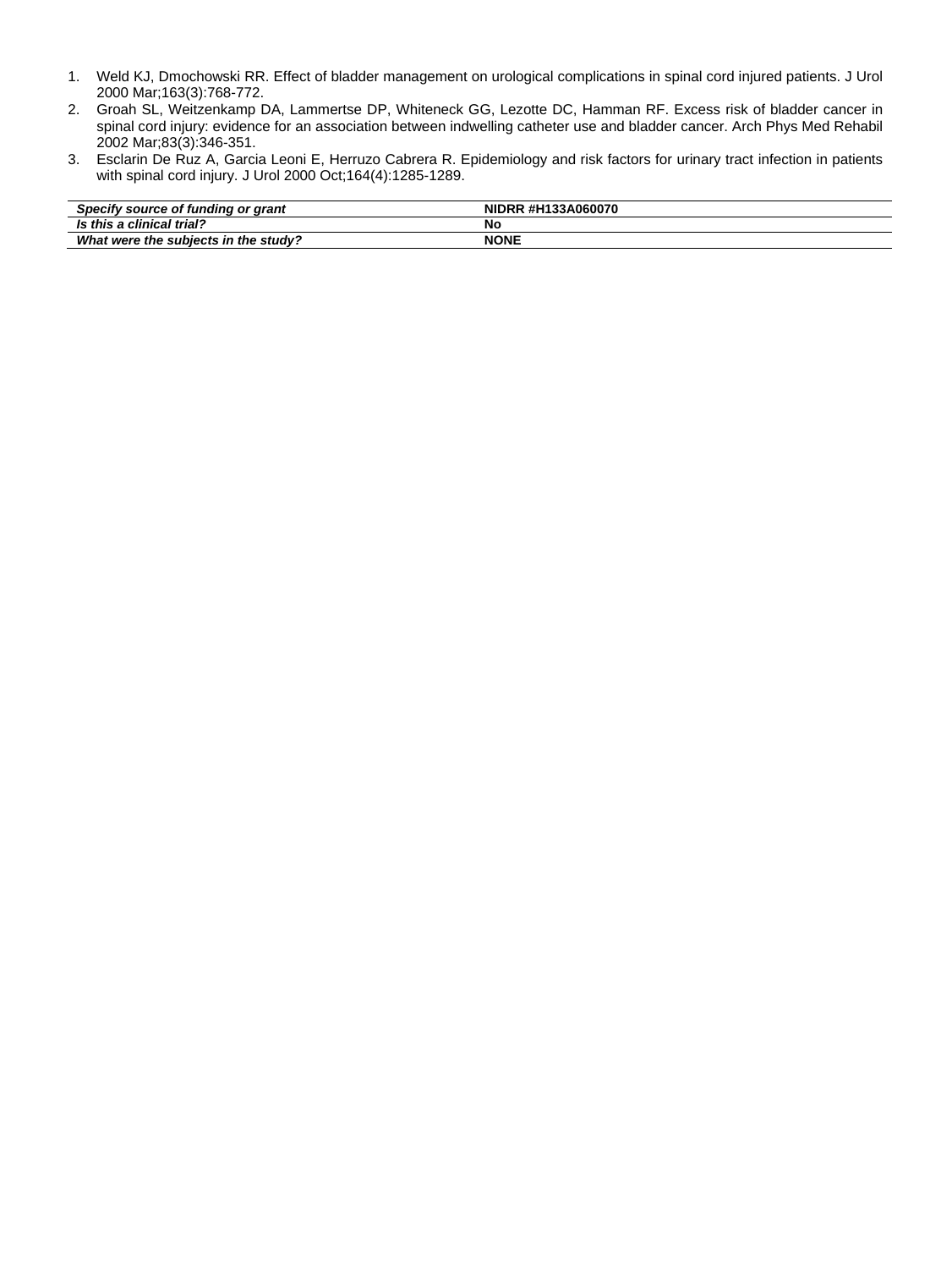1. Weld KJ, Dmochowski RR. Effect of bladder management on urological complications in spinal cord injured patients. J Urol 2000 Mar;163(3):768-772.
2. Groah SL, Weitzenkamp DA, Lammertse DP, Whiteneck GG, Lezotte DC, Hamman RF. Excess risk of bladder cancer in spinal cord injury: evidence for an association between indwelling catheter use and bladder cancer. Arch Phys Med Rehabil 2002 Mar;83(3):346-351.
3. Esclarin De Ruz A, Garcia Leoni E, Herruzo Cabrera R. Epidemiology and risk factors for urinary tract infection in patients with spinal cord injury. J Urol 2000 Oct;164(4):1285-1289.

| | |
|---|---|
| ***Specify source of funding or grant*** | **NIDRR #H133A060070** |
| ***Is this a clinical trial?*** | **No** |
| ***What were the subjects in the study?*** | **NONE** |